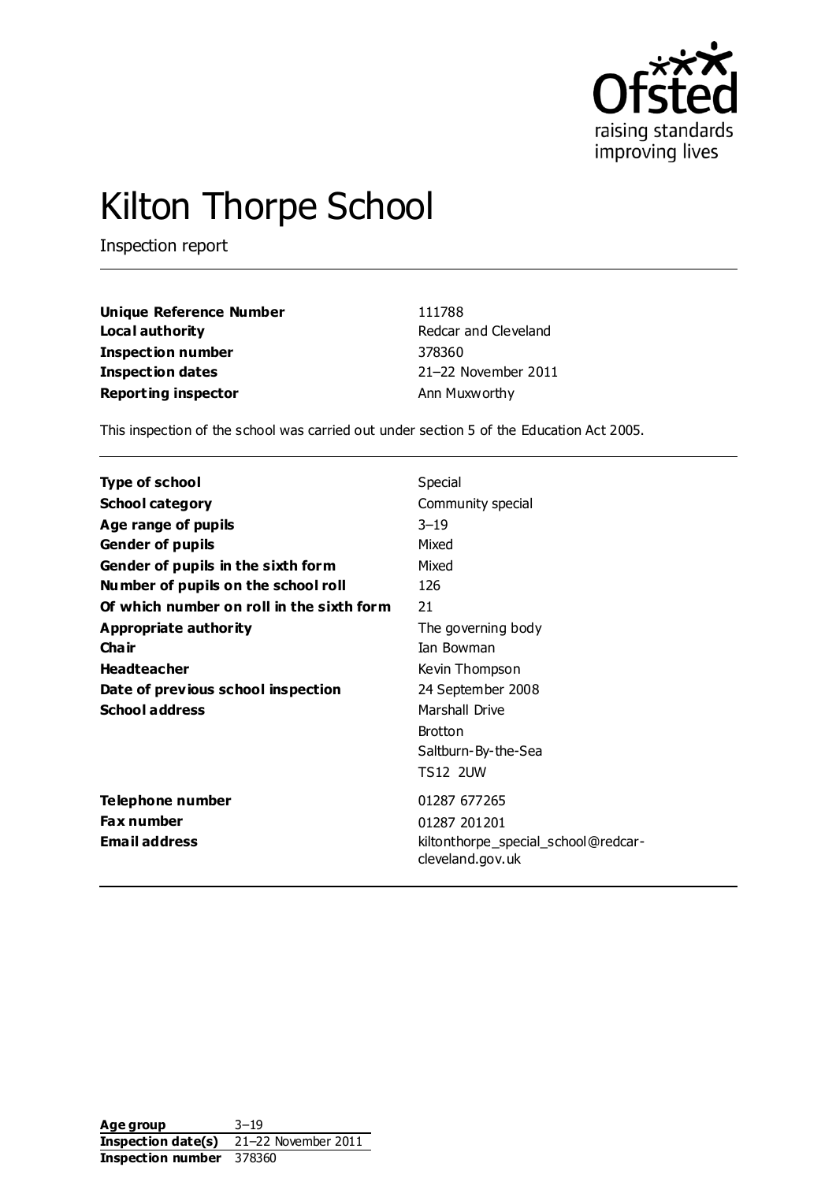Ofsted
raising standards
improving lives

# Kilton Thorpe School

Inspection report

| | |
|---|---|
| **Unique Reference Number** | 111788 |
| **Local authority** | Redcar and Cleveland |
| **Inspection number** | 378360 |
| **Inspection dates** | 21–22 November 2011 |
| **Reporting inspector** | Ann Muxworthy |

This inspection of the school was carried out under section 5 of the Education Act 2005.

| | |
|---|---|
| **Type of school** | Special |
| **School category** | Community special |
| **Age range of pupils** | 3–19 |
| **Gender of pupils** | Mixed |
| **Gender of pupils in the sixth form** | Mixed |
| **Number of pupils on the school roll** | 126 |
| **Of which number on roll in the sixth form** | 21 |
| **Appropriate authority** | The governing body |
| **Chair** | Ian Bowman |
| **Headteacher** | Kevin Thompson |
| **Date of previous school inspection** | 24 September 2008 |
| **School address** | Marshall Drive<br>Brotton<br>Saltburn-By-the-Sea<br>TS12 2UW |
| **Telephone number** | 01287 677265 |
| **Fax number** | 01287 201201 |
| **Email address** | kiltonthorpe_special_school@redcar-cleveland.gov.uk |

| | |
|---|---|
| **Age group** | 3–19 |
| **Inspection date(s)** | 21–22 November 2011 |
| **Inspection number** | 378360 |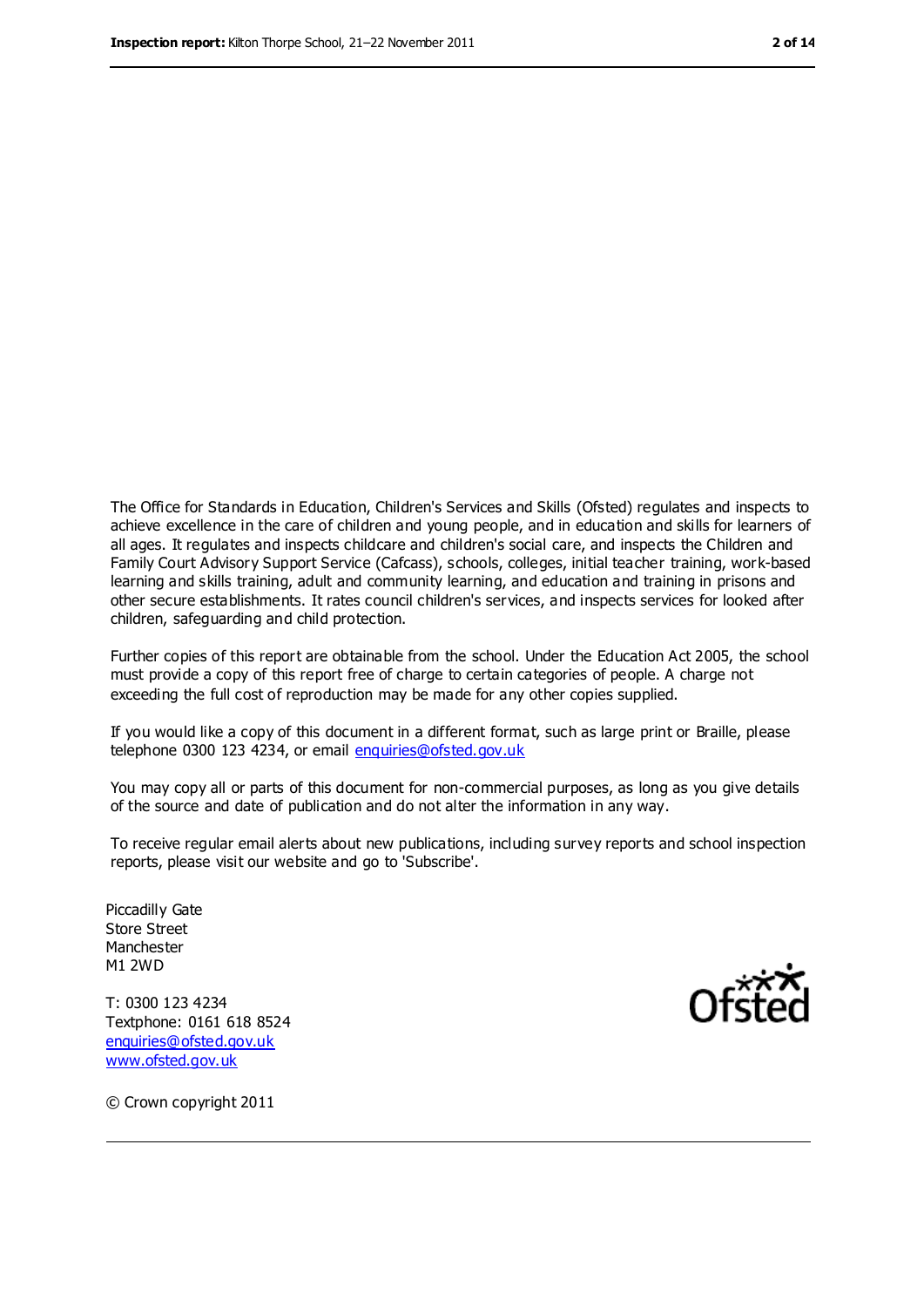The Office for Standards in Education, Children's Services and Skills (Ofsted) regulates and inspects to achieve excellence in the care of children and young people, and in education and skills for learners of all ages. It regulates and inspects childcare and children's social care, and inspects the Children and Family Court Advisory Support Service (Cafcass), schools, colleges, initial teacher training, work-based learning and skills training, adult and community learning, and education and training in prisons and other secure establishments. It rates council children's services, and inspects services for looked after children, safeguarding and child protection.

Further copies of this report are obtainable from the school. Under the Education Act 2005, the school must provide a copy of this report free of charge to certain categories of people. A charge not exceeding the full cost of reproduction may be made for any other copies supplied.

If you would like a copy of this document in a different format, such as large print or Braille, please telephone 0300 123 4234, or email enquiries@ofsted.gov.uk

You may copy all or parts of this document for non-commercial purposes, as long as you give details of the source and date of publication and do not alter the information in any way.

To receive regular email alerts about new publications, including survey reports and school inspection reports, please visit our website and go to 'Subscribe'.

Piccadilly Gate
Store Street
Manchester
M1 2WD

T: 0300 123 4234
Textphone: 0161 618 8524
enquiries@ofsted.gov.uk
www.ofsted.gov.uk

© Crown copyright 2011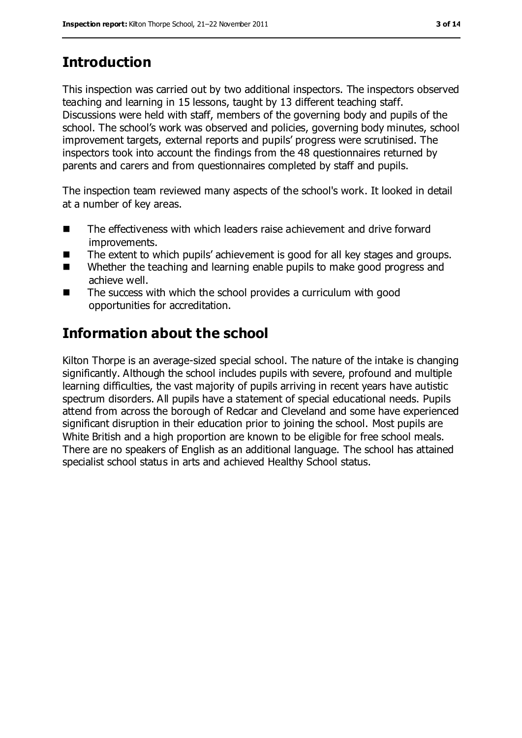## Introduction

This inspection was carried out by two additional inspectors. The inspectors observed teaching and learning in 15 lessons, taught by 13 different teaching staff. Discussions were held with staff, members of the governing body and pupils of the school. The school's work was observed and policies, governing body minutes, school improvement targets, external reports and pupils' progress were scrutinised. The inspectors took into account the findings from the 48 questionnaires returned by parents and carers and from questionnaires completed by staff and pupils.

The inspection team reviewed many aspects of the school's work. It looked in detail at a number of key areas.

- The effectiveness with which leaders raise achievement and drive forward improvements.
- The extent to which pupils' achievement is good for all key stages and groups.
- Whether the teaching and learning enable pupils to make good progress and achieve well.
- The success with which the school provides a curriculum with good opportunities for accreditation.

## Information about the school

Kilton Thorpe is an average-sized special school. The nature of the intake is changing significantly. Although the school includes pupils with severe, profound and multiple learning difficulties, the vast majority of pupils arriving in recent years have autistic spectrum disorders. All pupils have a statement of special educational needs. Pupils attend from across the borough of Redcar and Cleveland and some have experienced significant disruption in their education prior to joining the school. Most pupils are White British and a high proportion are known to be eligible for free school meals. There are no speakers of English as an additional language. The school has attained specialist school status in arts and achieved Healthy School status.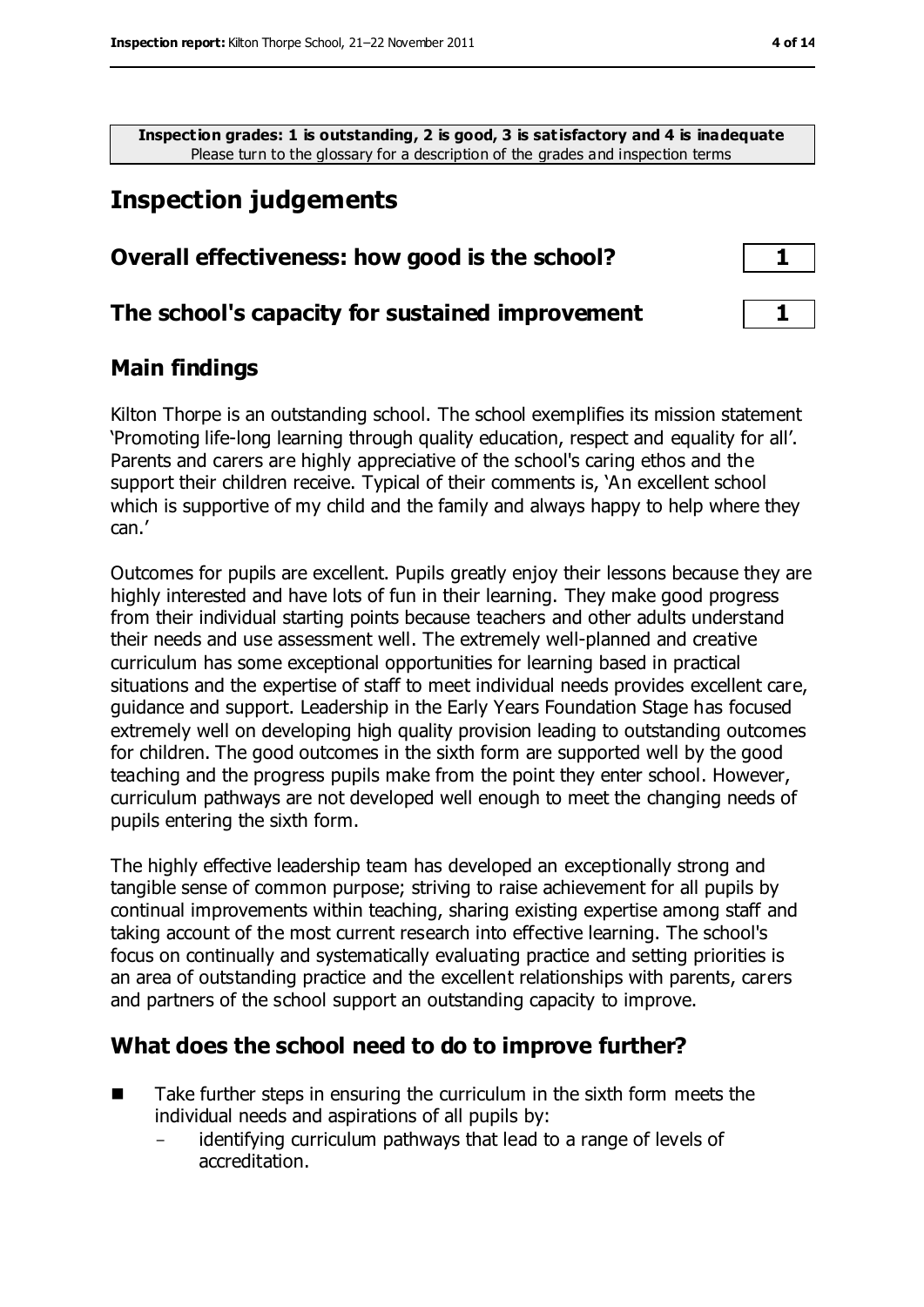**Inspection grades: 1 is outstanding, 2 is good, 3 is satisfactory and 4 is inadequate**
Please turn to the glossary for a description of the grades and inspection terms

# Inspection judgements

| | |
|---|---|
| **Overall effectiveness: how good is the school?** | **1** |
| **The school's capacity for sustained improvement** | **1** |

## Main findings

Kilton Thorpe is an outstanding school. The school exemplifies its mission statement 'Promoting life-long learning through quality education, respect and equality for all'. Parents and carers are highly appreciative of the school's caring ethos and the support their children receive. Typical of their comments is, 'An excellent school which is supportive of my child and the family and always happy to help where they can.'

Outcomes for pupils are excellent. Pupils greatly enjoy their lessons because they are highly interested and have lots of fun in their learning. They make good progress from their individual starting points because teachers and other adults understand their needs and use assessment well. The extremely well-planned and creative curriculum has some exceptional opportunities for learning based in practical situations and the expertise of staff to meet individual needs provides excellent care, guidance and support. Leadership in the Early Years Foundation Stage has focused extremely well on developing high quality provision leading to outstanding outcomes for children. The good outcomes in the sixth form are supported well by the good teaching and the progress pupils make from the point they enter school. However, curriculum pathways are not developed well enough to meet the changing needs of pupils entering the sixth form.

The highly effective leadership team has developed an exceptionally strong and tangible sense of common purpose; striving to raise achievement for all pupils by continual improvements within teaching, sharing existing expertise among staff and taking account of the most current research into effective learning. The school's focus on continually and systematically evaluating practice and setting priorities is an area of outstanding practice and the excellent relationships with parents, carers and partners of the school support an outstanding capacity to improve.

## What does the school need to do to improve further?

- Take further steps in ensuring the curriculum in the sixth form meets the individual needs and aspirations of all pupils by:
  - identifying curriculum pathways that lead to a range of levels of accreditation.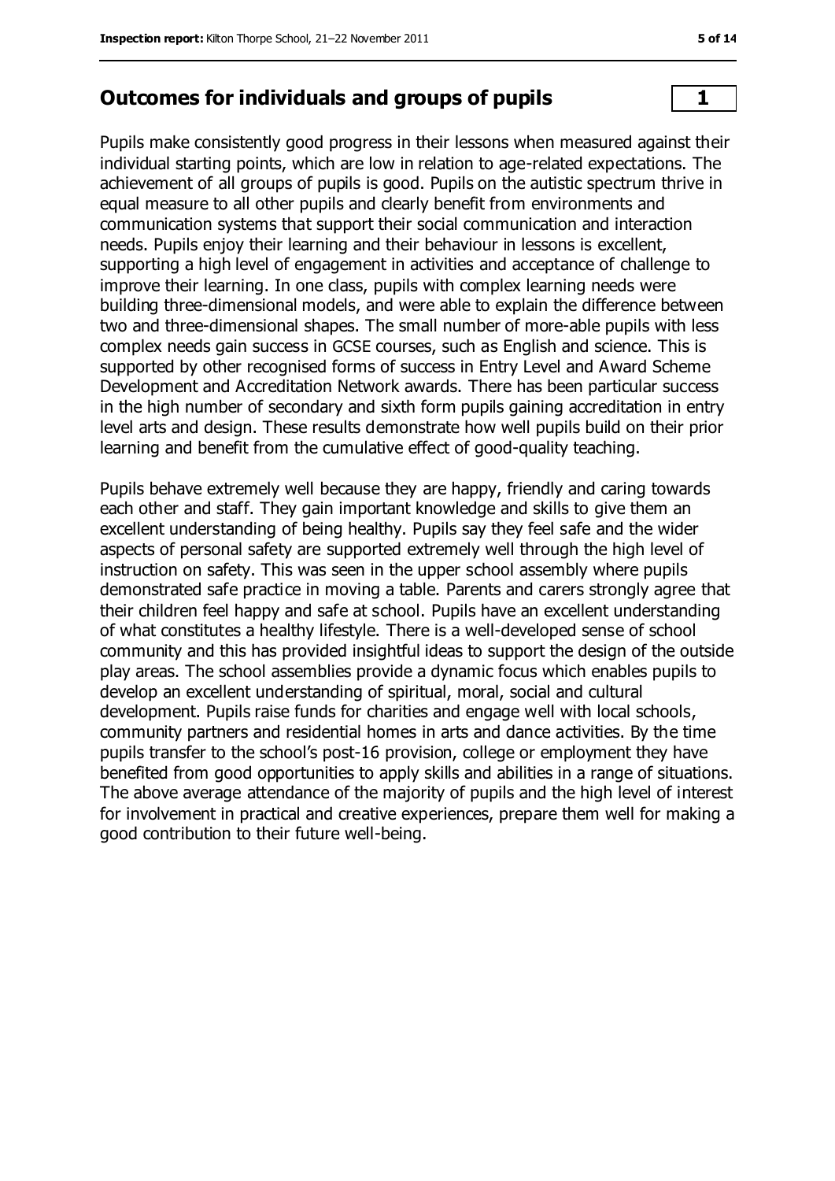## Outcomes for individuals and groups of pupils **1**

Pupils make consistently good progress in their lessons when measured against their individual starting points, which are low in relation to age-related expectations. The achievement of all groups of pupils is good. Pupils on the autistic spectrum thrive in equal measure to all other pupils and clearly benefit from environments and communication systems that support their social communication and interaction needs. Pupils enjoy their learning and their behaviour in lessons is excellent, supporting a high level of engagement in activities and acceptance of challenge to improve their learning. In one class, pupils with complex learning needs were building three-dimensional models, and were able to explain the difference between two and three-dimensional shapes. The small number of more-able pupils with less complex needs gain success in GCSE courses, such as English and science. This is supported by other recognised forms of success in Entry Level and Award Scheme Development and Accreditation Network awards. There has been particular success in the high number of secondary and sixth form pupils gaining accreditation in entry level arts and design. These results demonstrate how well pupils build on their prior learning and benefit from the cumulative effect of good-quality teaching.

Pupils behave extremely well because they are happy, friendly and caring towards each other and staff. They gain important knowledge and skills to give them an excellent understanding of being healthy. Pupils say they feel safe and the wider aspects of personal safety are supported extremely well through the high level of instruction on safety. This was seen in the upper school assembly where pupils demonstrated safe practice in moving a table. Parents and carers strongly agree that their children feel happy and safe at school. Pupils have an excellent understanding of what constitutes a healthy lifestyle. There is a well-developed sense of school community and this has provided insightful ideas to support the design of the outside play areas. The school assemblies provide a dynamic focus which enables pupils to develop an excellent understanding of spiritual, moral, social and cultural development. Pupils raise funds for charities and engage well with local schools, community partners and residential homes in arts and dance activities. By the time pupils transfer to the school's post-16 provision, college or employment they have benefited from good opportunities to apply skills and abilities in a range of situations. The above average attendance of the majority of pupils and the high level of interest for involvement in practical and creative experiences, prepare them well for making a good contribution to their future well-being.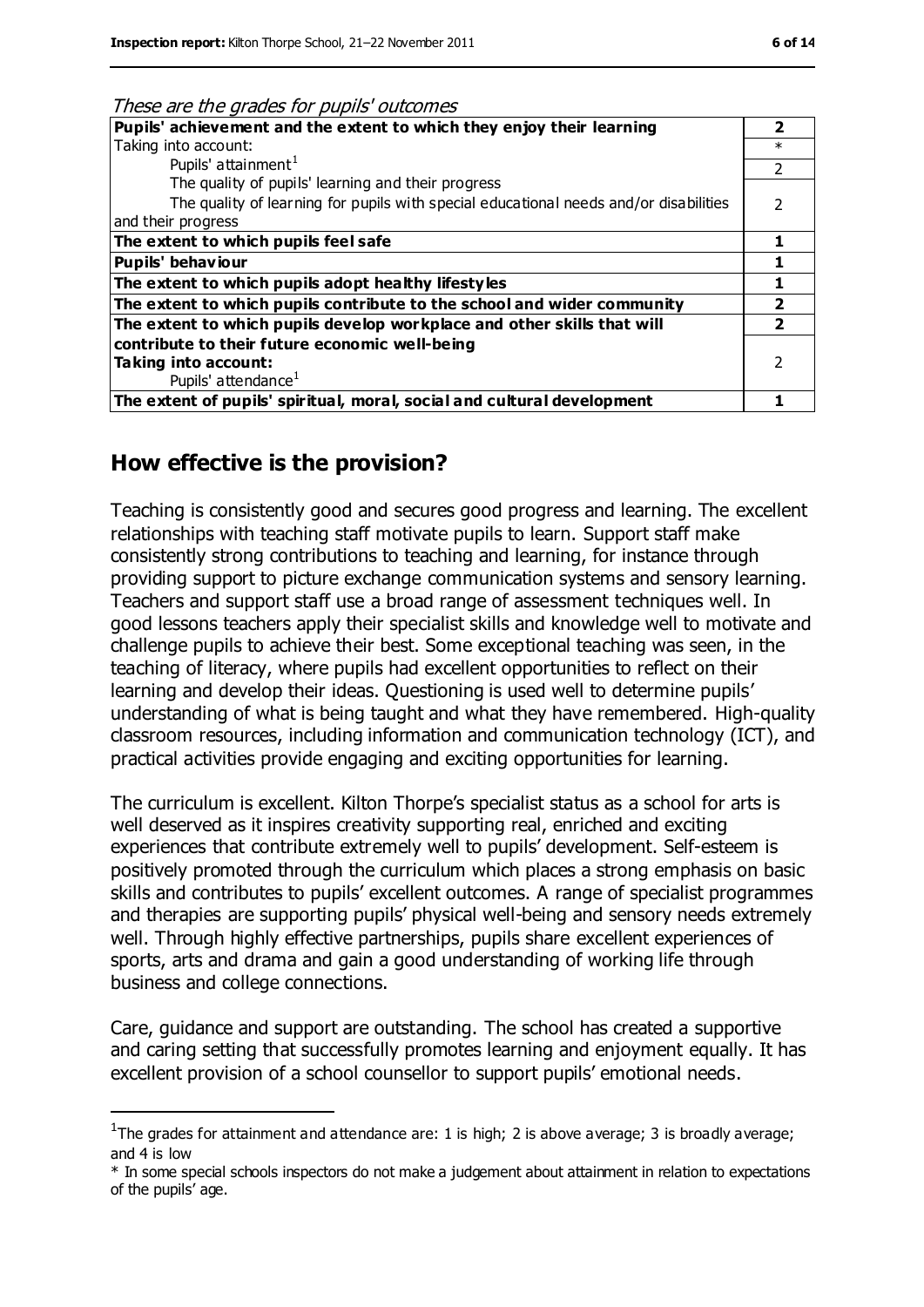*These are the grades for pupils' outcomes*

| | |
|---|---|
| **Pupils' achievement and the extent to which they enjoy their learning** | **2** |
| Taking into account: | * |
| Pupils' attainment[1] | 2 |
| The quality of pupils' learning and their progress<br>The quality of learning for pupils with special educational needs and/or disabilities and their progress | 2 |
| **The extent to which pupils feel safe** | **1** |
| **Pupils' behaviour** | **1** |
| **The extent to which pupils adopt healthy lifestyles** | **1** |
| **The extent to which pupils contribute to the school and wider community** | **2** |
| **The extent to which pupils develop workplace and other skills that will contribute to their future economic well-being** | **2** |
| **Taking into account:**<br>Pupils' attendance[1] | 2 |
| **The extent of pupils' spiritual, moral, social and cultural development** | **1** |

## How effective is the provision?

Teaching is consistently good and secures good progress and learning. The excellent relationships with teaching staff motivate pupils to learn. Support staff make consistently strong contributions to teaching and learning, for instance through providing support to picture exchange communication systems and sensory learning. Teachers and support staff use a broad range of assessment techniques well. In good lessons teachers apply their specialist skills and knowledge well to motivate and challenge pupils to achieve their best. Some exceptional teaching was seen, in the teaching of literacy, where pupils had excellent opportunities to reflect on their learning and develop their ideas. Questioning is used well to determine pupils' understanding of what is being taught and what they have remembered. High-quality classroom resources, including information and communication technology (ICT), and practical activities provide engaging and exciting opportunities for learning.

The curriculum is excellent. Kilton Thorpe's specialist status as a school for arts is well deserved as it inspires creativity supporting real, enriched and exciting experiences that contribute extremely well to pupils' development. Self-esteem is positively promoted through the curriculum which places a strong emphasis on basic skills and contributes to pupils' excellent outcomes. A range of specialist programmes and therapies are supporting pupils' physical well-being and sensory needs extremely well. Through highly effective partnerships, pupils share excellent experiences of sports, arts and drama and gain a good understanding of working life through business and college connections.

Care, guidance and support are outstanding. The school has created a supportive and caring setting that successfully promotes learning and enjoyment equally. It has excellent provision of a school counsellor to support pupils' emotional needs.

---

[1] The grades for attainment and attendance are: 1 is high; 2 is above average; 3 is broadly average; and 4 is low

* In some special schools inspectors do not make a judgement about attainment in relation to expectations of the pupils' age.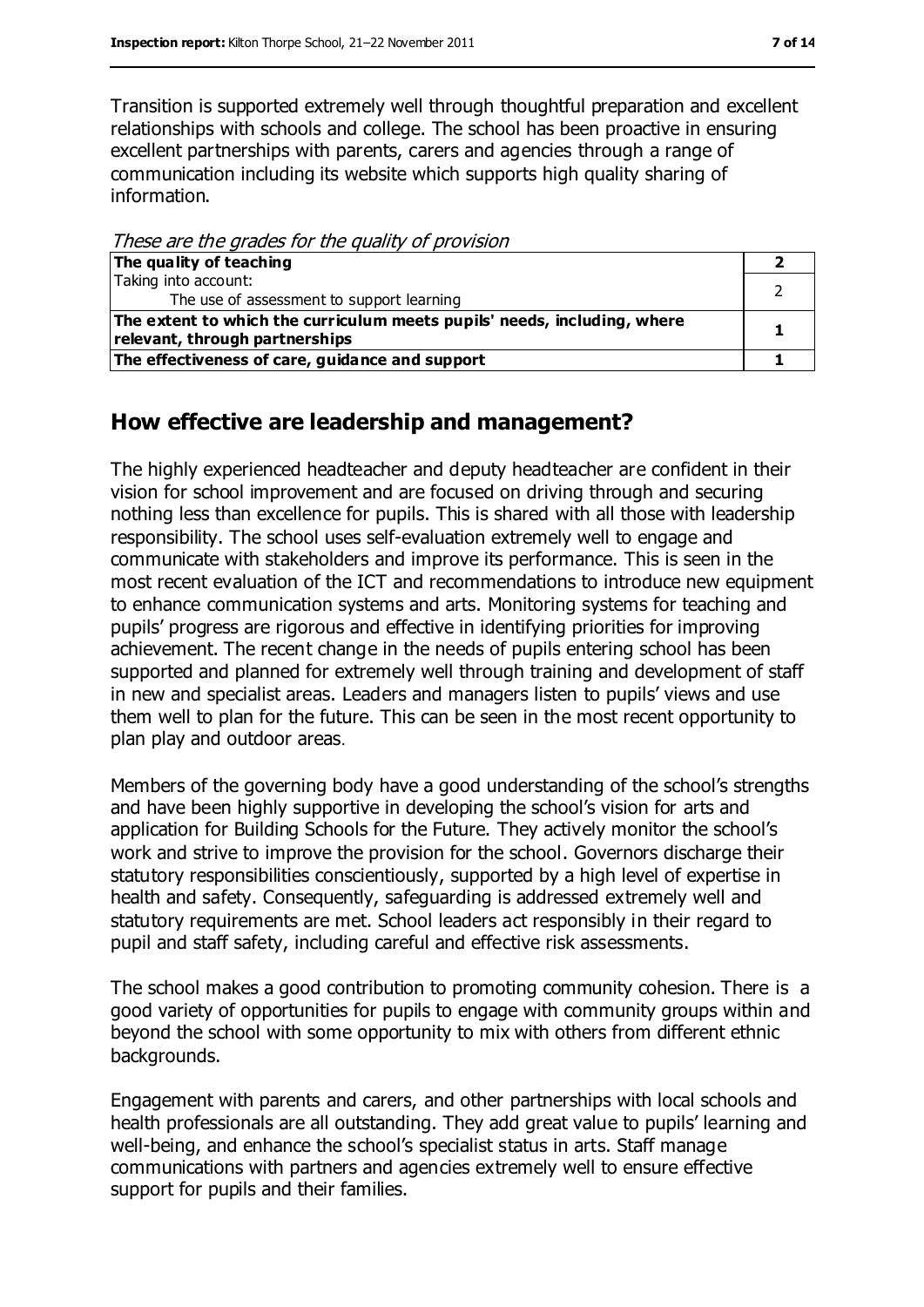Transition is supported extremely well through thoughtful preparation and excellent relationships with schools and college. The school has been proactive in ensuring excellent partnerships with parents, carers and agencies through a range of communication including its website which supports high quality sharing of information.

*These are the grades for the quality of provision*

| | |
|---|---|
| **The quality of teaching** | **2** |
| Taking into account:<br>The use of assessment to support learning | 2 |
| **The extent to which the curriculum meets pupils' needs, including, where relevant, through partnerships** | **1** |
| **The effectiveness of care, guidance and support** | **1** |

## How effective are leadership and management?

The highly experienced headteacher and deputy headteacher are confident in their vision for school improvement and are focused on driving through and securing nothing less than excellence for pupils. This is shared with all those with leadership responsibility. The school uses self-evaluation extremely well to engage and communicate with stakeholders and improve its performance. This is seen in the most recent evaluation of the ICT and recommendations to introduce new equipment to enhance communication systems and arts. Monitoring systems for teaching and pupils' progress are rigorous and effective in identifying priorities for improving achievement. The recent change in the needs of pupils entering school has been supported and planned for extremely well through training and development of staff in new and specialist areas. Leaders and managers listen to pupils' views and use them well to plan for the future. This can be seen in the most recent opportunity to plan play and outdoor areas.

Members of the governing body have a good understanding of the school's strengths and have been highly supportive in developing the school's vision for arts and application for Building Schools for the Future. They actively monitor the school's work and strive to improve the provision for the school. Governors discharge their statutory responsibilities conscientiously, supported by a high level of expertise in health and safety. Consequently, safeguarding is addressed extremely well and statutory requirements are met. School leaders act responsibly in their regard to pupil and staff safety, including careful and effective risk assessments.

The school makes a good contribution to promoting community cohesion. There is a good variety of opportunities for pupils to engage with community groups within and beyond the school with some opportunity to mix with others from different ethnic backgrounds.

Engagement with parents and carers, and other partnerships with local schools and health professionals are all outstanding. They add great value to pupils' learning and well-being, and enhance the school's specialist status in arts. Staff manage communications with partners and agencies extremely well to ensure effective support for pupils and their families.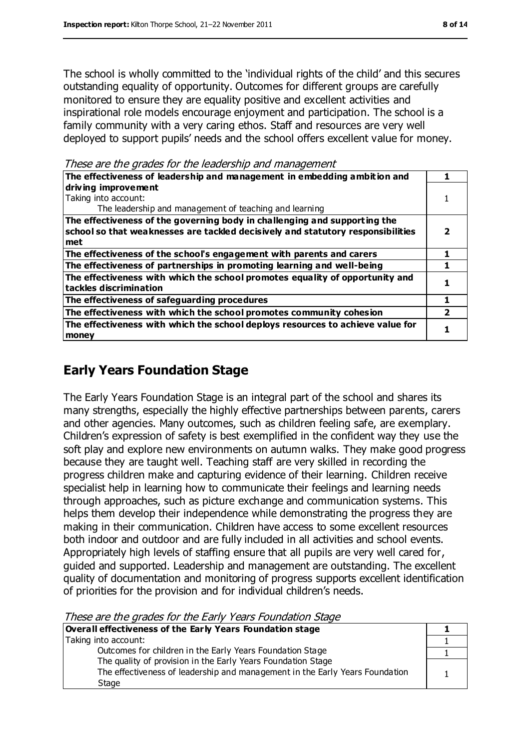The school is wholly committed to the 'individual rights of the child' and this secures outstanding equality of opportunity. Outcomes for different groups are carefully monitored to ensure they are equality positive and excellent activities and inspirational role models encourage enjoyment and participation. The school is a family community with a very caring ethos. Staff and resources are very well deployed to support pupils' needs and the school offers excellent value for money.

*These are the grades for the leadership and management*

| | |
|---|---|
| **The effectiveness of leadership and management in embedding ambition and driving improvement** | 1 |
| Taking into account: The leadership and management of teaching and learning | 1 |
| **The effectiveness of the governing body in challenging and supporting the school so that weaknesses are tackled decisively and statutory responsibilities met** | **2** |
| **The effectiveness of the school's engagement with parents and carers** | **1** |
| **The effectiveness of partnerships in promoting learning and well-being** | **1** |
| **The effectiveness with which the school promotes equality of opportunity and tackles discrimination** | **1** |
| **The effectiveness of safeguarding procedures** | **1** |
| **The effectiveness with which the school promotes community cohesion** | **2** |
| **The effectiveness with which the school deploys resources to achieve value for money** | **1** |

## Early Years Foundation Stage

The Early Years Foundation Stage is an integral part of the school and shares its many strengths, especially the highly effective partnerships between parents, carers and other agencies. Many outcomes, such as children feeling safe, are exemplary. Children's expression of safety is best exemplified in the confident way they use the soft play and explore new environments on autumn walks. They make good progress because they are taught well. Teaching staff are very skilled in recording the progress children make and capturing evidence of their learning. Children receive specialist help in learning how to communicate their feelings and learning needs through approaches, such as picture exchange and communication systems. This helps them develop their independence while demonstrating the progress they are making in their communication. Children have access to some excellent resources both indoor and outdoor and are fully included in all activities and school events. Appropriately high levels of staffing ensure that all pupils are very well cared for, guided and supported. Leadership and management are outstanding. The excellent quality of documentation and monitoring of progress supports excellent identification of priorities for the provision and for individual children's needs.

*These are the grades for the Early Years Foundation Stage*

| | |
|---|---|
| **Overall effectiveness of the Early Years Foundation stage** | **1** |
| Taking into account: Outcomes for children in the Early Years Foundation Stage | 1 |
| The quality of provision in the Early Years Foundation Stage | 1 |
| The effectiveness of leadership and management in the Early Years Foundation Stage | 1 |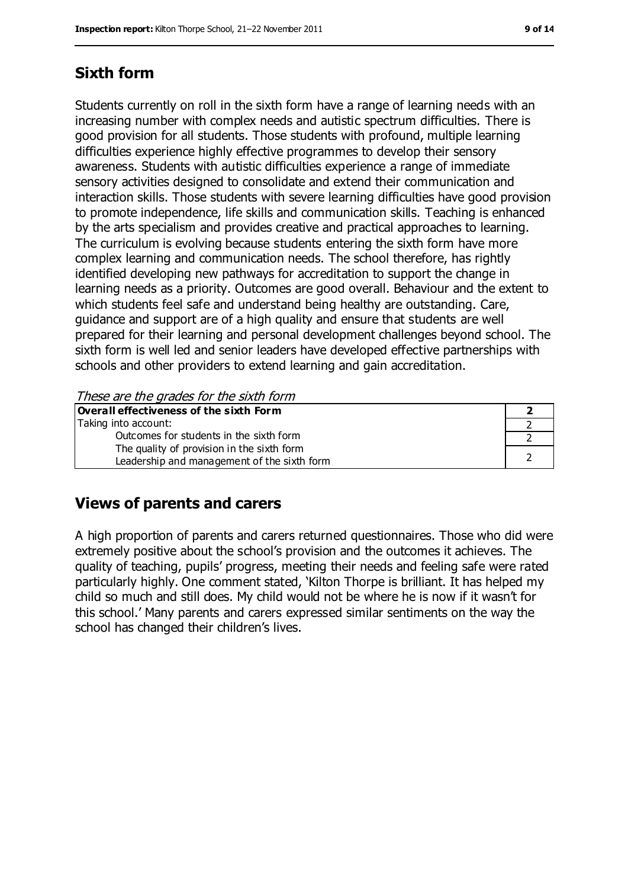## Sixth form

Students currently on roll in the sixth form have a range of learning needs with an increasing number with complex needs and autistic spectrum difficulties. There is good provision for all students. Those students with profound, multiple learning difficulties experience highly effective programmes to develop their sensory awareness. Students with autistic difficulties experience a range of immediate sensory activities designed to consolidate and extend their communication and interaction skills. Those students with severe learning difficulties have good provision to promote independence, life skills and communication skills. Teaching is enhanced by the arts specialism and provides creative and practical approaches to learning. The curriculum is evolving because students entering the sixth form have more complex learning and communication needs. The school therefore, has rightly identified developing new pathways for accreditation to support the change in learning needs as a priority. Outcomes are good overall. Behaviour and the extent to which students feel safe and understand being healthy are outstanding. Care, guidance and support are of a high quality and ensure that students are well prepared for their learning and personal development challenges beyond school. The sixth form is well led and senior leaders have developed effective partnerships with schools and other providers to extend learning and gain accreditation.

*These are the grades for the sixth form*

| **Overall effectiveness of the sixth Form** | **2** |
|---|---|
| Taking into account: | 2 |
| Outcomes for students in the sixth form | 2 |
| The quality of provision in the sixth form<br>Leadership and management of the sixth form | 2 |

## Views of parents and carers

A high proportion of parents and carers returned questionnaires. Those who did were extremely positive about the school's provision and the outcomes it achieves. The quality of teaching, pupils' progress, meeting their needs and feeling safe were rated particularly highly. One comment stated, 'Kilton Thorpe is brilliant. It has helped my child so much and still does. My child would not be where he is now if it wasn't for this school.' Many parents and carers expressed similar sentiments on the way the school has changed their children's lives.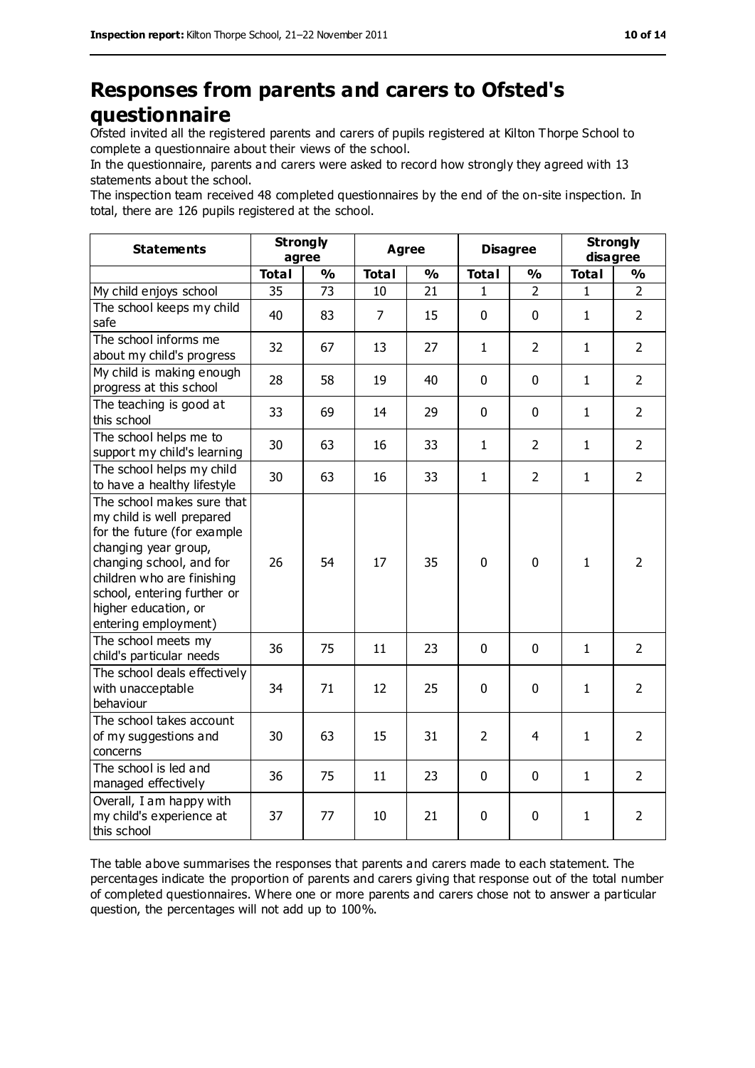# Responses from parents and carers to Ofsted's questionnaire

Ofsted invited all the registered parents and carers of pupils registered at Kilton Thorpe School to complete a questionnaire about their views of the school.

In the questionnaire, parents and carers were asked to record how strongly they agreed with 13 statements about the school.

The inspection team received 48 completed questionnaires by the end of the on-site inspection. In total, there are 126 pupils registered at the school.

| Statements | Strongly agree | | Agree | | Disagree | | Strongly disagree | |
|---|---|---|---|---|---|---|---|---|
| | Total | % | Total | % | Total | % | Total | % |
| My child enjoys school | 35 | 73 | 10 | 21 | 1 | 2 | 1 | 2 |
| The school keeps my child safe | 40 | 83 | 7 | 15 | 0 | 0 | 1 | 2 |
| The school informs me about my child's progress | 32 | 67 | 13 | 27 | 1 | 2 | 1 | 2 |
| My child is making enough progress at this school | 28 | 58 | 19 | 40 | 0 | 0 | 1 | 2 |
| The teaching is good at this school | 33 | 69 | 14 | 29 | 0 | 0 | 1 | 2 |
| The school helps me to support my child's learning | 30 | 63 | 16 | 33 | 1 | 2 | 1 | 2 |
| The school helps my child to have a healthy lifestyle | 30 | 63 | 16 | 33 | 1 | 2 | 1 | 2 |
| The school makes sure that my child is well prepared for the future (for example changing year group, changing school, and for children who are finishing school, entering further or higher education, or entering employment) | 26 | 54 | 17 | 35 | 0 | 0 | 1 | 2 |
| The school meets my child's particular needs | 36 | 75 | 11 | 23 | 0 | 0 | 1 | 2 |
| The school deals effectively with unacceptable behaviour | 34 | 71 | 12 | 25 | 0 | 0 | 1 | 2 |
| The school takes account of my suggestions and concerns | 30 | 63 | 15 | 31 | 2 | 4 | 1 | 2 |
| The school is led and managed effectively | 36 | 75 | 11 | 23 | 0 | 0 | 1 | 2 |
| Overall, I am happy with my child's experience at this school | 37 | 77 | 10 | 21 | 0 | 0 | 1 | 2 |

The table above summarises the responses that parents and carers made to each statement. The percentages indicate the proportion of parents and carers giving that response out of the total number of completed questionnaires. Where one or more parents and carers chose not to answer a particular question, the percentages will not add up to 100%.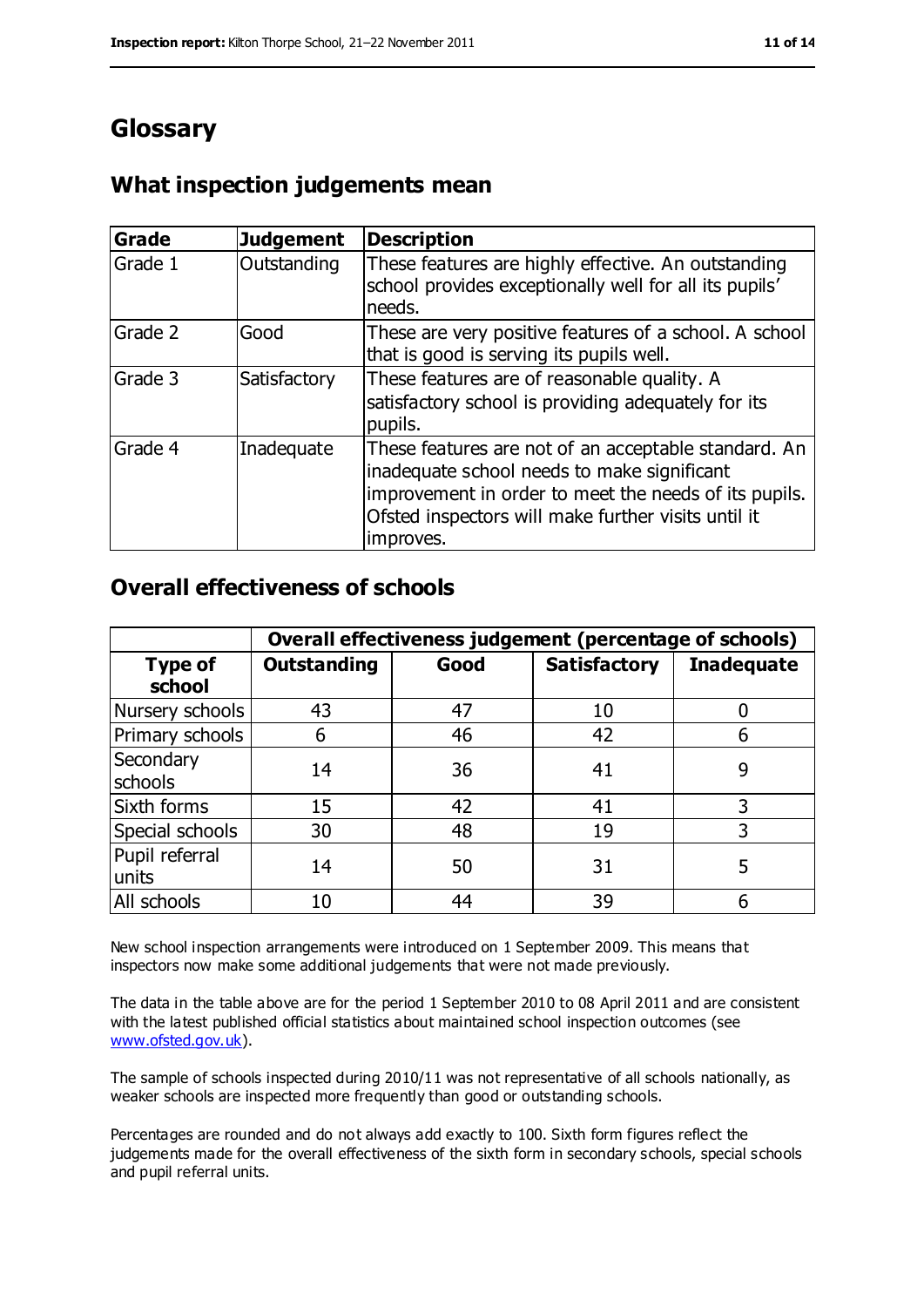# Glossary

## What inspection judgements mean

| Grade | Judgement | Description |
|---|---|---|
| Grade 1 | Outstanding | These features are highly effective. An outstanding school provides exceptionally well for all its pupils' needs. |
| Grade 2 | Good | These are very positive features of a school. A school that is good is serving its pupils well. |
| Grade 3 | Satisfactory | These features are of reasonable quality. A satisfactory school is providing adequately for its pupils. |
| Grade 4 | Inadequate | These features are not of an acceptable standard. An inadequate school needs to make significant improvement in order to meet the needs of its pupils. Ofsted inspectors will make further visits until it improves. |

## Overall effectiveness of schools

| | Overall effectiveness judgement (percentage of schools) | | | |
|---|---|---|---|---|
| **Type of school** | **Outstanding** | **Good** | **Satisfactory** | **Inadequate** |
| Nursery schools | 43 | 47 | 10 | 0 |
| Primary schools | 6 | 46 | 42 | 6 |
| Secondary schools | 14 | 36 | 41 | 9 |
| Sixth forms | 15 | 42 | 41 | 3 |
| Special schools | 30 | 48 | 19 | 3 |
| Pupil referral units | 14 | 50 | 31 | 5 |
| All schools | 10 | 44 | 39 | 6 |

New school inspection arrangements were introduced on 1 September 2009. This means that inspectors now make some additional judgements that were not made previously.

The data in the table above are for the period 1 September 2010 to 08 April 2011 and are consistent with the latest published official statistics about maintained school inspection outcomes (see www.ofsted.gov.uk).

The sample of schools inspected during 2010/11 was not representative of all schools nationally, as weaker schools are inspected more frequently than good or outstanding schools.

Percentages are rounded and do not always add exactly to 100. Sixth form figures reflect the judgements made for the overall effectiveness of the sixth form in secondary schools, special schools and pupil referral units.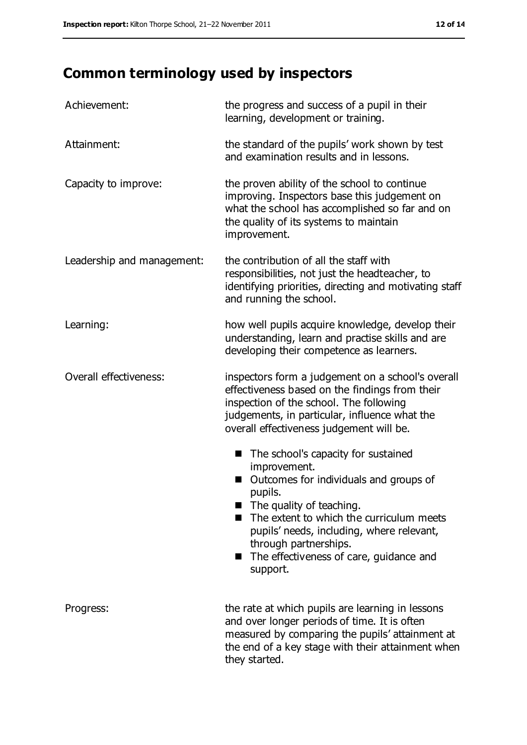# Common terminology used by inspectors

| | |
|---|---|
| Achievement: | the progress and success of a pupil in their learning, development or training. |
| Attainment: | the standard of the pupils' work shown by test and examination results and in lessons. |
| Capacity to improve: | the proven ability of the school to continue improving. Inspectors base this judgement on what the school has accomplished so far and on the quality of its systems to maintain improvement. |
| Leadership and management: | the contribution of all the staff with responsibilities, not just the headteacher, to identifying priorities, directing and motivating staff and running the school. |
| Learning: | how well pupils acquire knowledge, develop their understanding, learn and practise skills and are developing their competence as learners. |
| Overall effectiveness: | inspectors form a judgement on a school's overall effectiveness based on the findings from their inspection of the school. The following judgements, in particular, influence what the overall effectiveness judgement will be.<br>■ The school's capacity for sustained improvement.<br>■ Outcomes for individuals and groups of pupils.<br>■ The quality of teaching.<br>■ The extent to which the curriculum meets pupils' needs, including, where relevant, through partnerships.<br>■ The effectiveness of care, guidance and support. |
| Progress: | the rate at which pupils are learning in lessons and over longer periods of time. It is often measured by comparing the pupils' attainment at the end of a key stage with their attainment when they started. |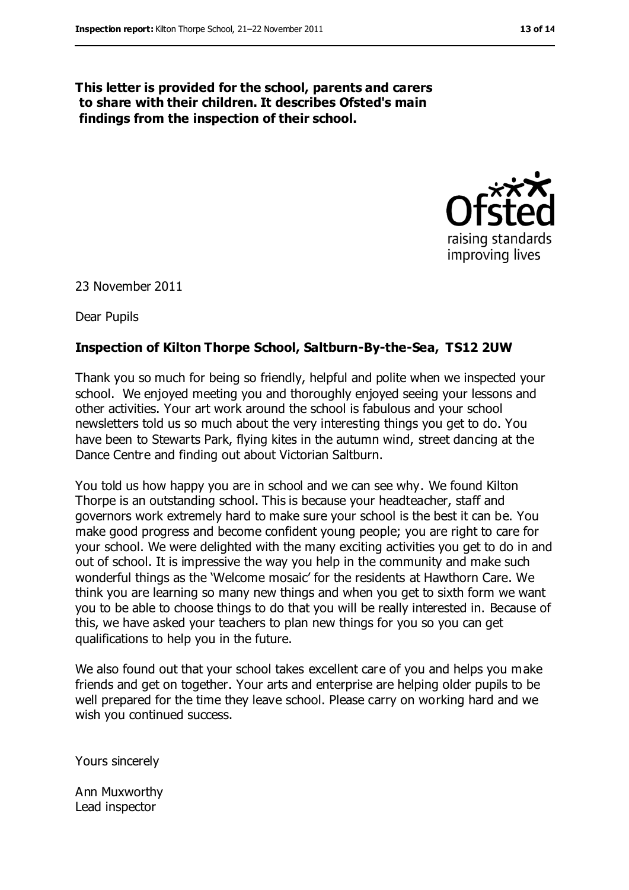**This letter is provided for the school, parents and carers to share with their children. It describes Ofsted's main findings from the inspection of their school.**

23 November 2011

Dear Pupils

**Inspection of Kilton Thorpe School, Saltburn-By-the-Sea, TS12 2UW**

Thank you so much for being so friendly, helpful and polite when we inspected your school. We enjoyed meeting you and thoroughly enjoyed seeing your lessons and other activities. Your art work around the school is fabulous and your school newsletters told us so much about the very interesting things you get to do. You have been to Stewarts Park, flying kites in the autumn wind, street dancing at the Dance Centre and finding out about Victorian Saltburn.

You told us how happy you are in school and we can see why. We found Kilton Thorpe is an outstanding school. This is because your headteacher, staff and governors work extremely hard to make sure your school is the best it can be. You make good progress and become confident young people; you are right to care for your school. We were delighted with the many exciting activities you get to do in and out of school. It is impressive the way you help in the community and make such wonderful things as the 'Welcome mosaic' for the residents at Hawthorn Care. We think you are learning so many new things and when you get to sixth form we want you to be able to choose things to do that you will be really interested in. Because of this, we have asked your teachers to plan new things for you so you can get qualifications to help you in the future.

We also found out that your school takes excellent care of you and helps you make friends and get on together. Your arts and enterprise are helping older pupils to be well prepared for the time they leave school. Please carry on working hard and we wish you continued success.

Yours sincerely

Ann Muxworthy
Lead inspector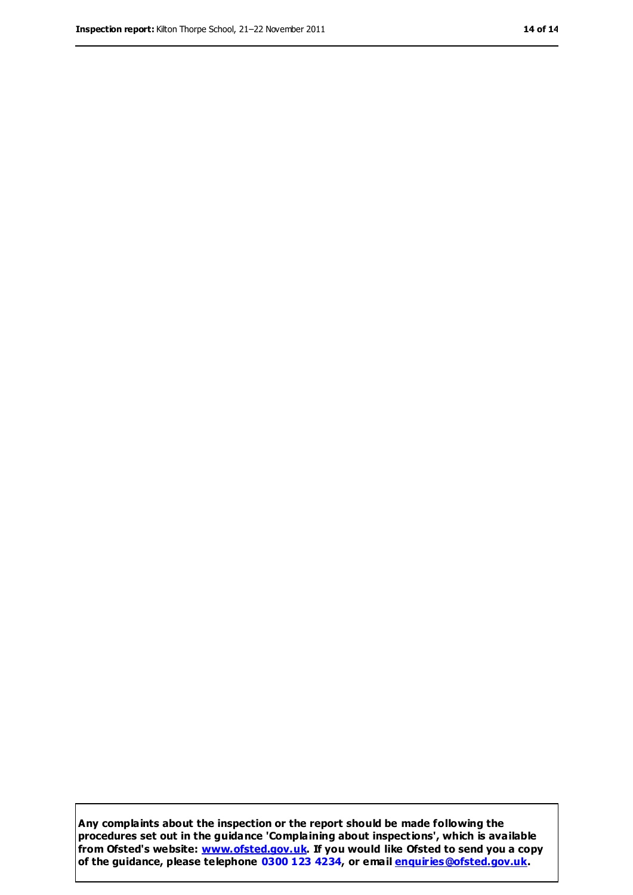**Any complaints about the inspection or the report should be made following the procedures set out in the guidance 'Complaining about inspections', which is available from Ofsted's website: [www.ofsted.gov.uk](http://www.ofsted.gov.uk). If you would like Ofsted to send you a copy of the guidance, please telephone 0300 123 4234, or email [enquiries@ofsted.gov.uk](mailto:enquiries@ofsted.gov.uk).**